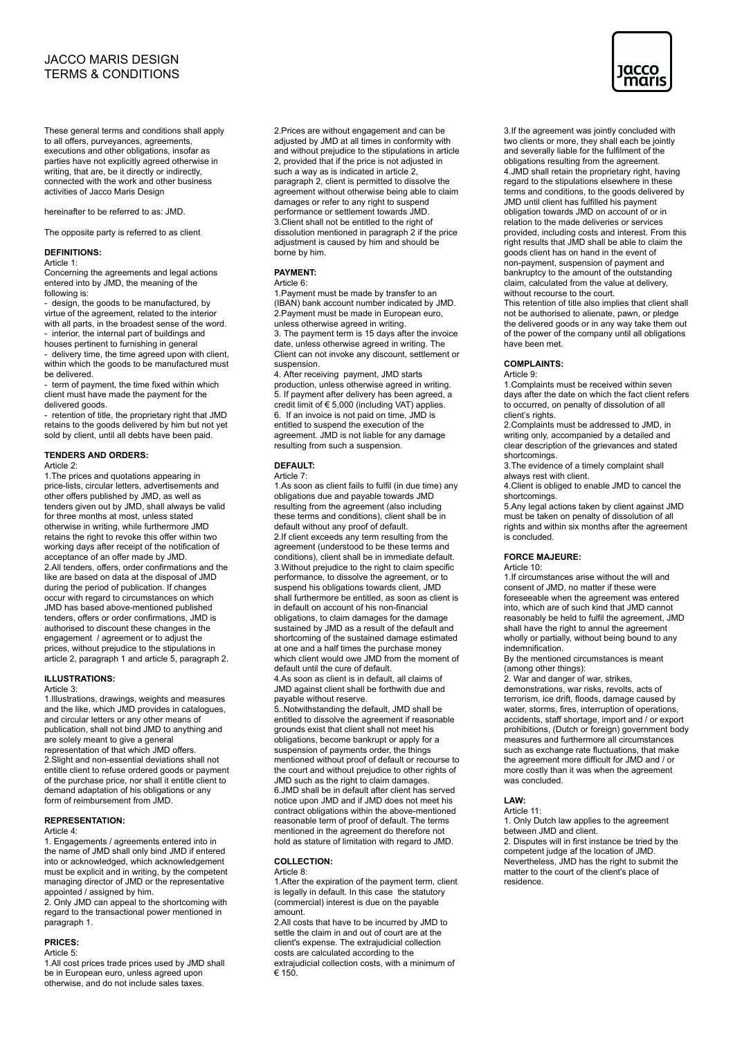# JACCO MARIS DESIGN
# TERMS & CONDITIONS

These general terms and conditions shall apply to all offers, purveyances, agreements, executions and other obligations, insofar as parties have not explicitly agreed otherwise in writing, that are, be it directly or indirectly, connected with the work and other business activities of Jacco Maris Design

hereinafter to be referred to as: JMD.

The opposite party is referred to as client

## DEFINITIONS:

Article 1:

Concerning the agreements and legal actions entered into by JMD, the meaning of the following is:

- design, the goods to be manufactured, by virtue of the agreement, related to the interior with all parts, in the broadest sense of the word.
- interior, the internal part of buildings and houses pertinent to furnishing in general
- delivery time, the time agreed upon with client, within which the goods to be manufactured must be delivered.
- term of payment, the time fixed within which client must have made the payment for the delivered goods.
- retention of title, the proprietary right that JMD retains to the goods delivered by him but not yet sold by client, until all debts have been paid.

## TENDERS AND ORDERS:

Article 2:

1.The prices and quotations appearing in price-lists, circular letters, advertisements and other offers published by JMD, as well as tenders given out by JMD, shall always be valid for three months at most, unless stated otherwise in writing, while furthermore JMD retains the right to revoke this offer within two working days after receipt of the notification of acceptance of an offer made by JMD.

2.All tenders, offers, order confirmations and the like are based on data at the disposal of JMD during the period of publication. If changes occur with regard to circumstances on which JMD has based above-mentioned published tenders, offers or order confirmations, JMD is authorised to discount these changes in the engagement / agreement or to adjust the prices, without prejudice to the stipulations in article 2, paragraph 1 and article 5, paragraph 2.

## ILLUSTRATIONS:

Article 3:

1.Illustrations, drawings, weights and measures and the like, which JMD provides in catalogues, and circular letters or any other means of publication, shall not bind JMD to anything and are solely meant to give a general representation of that which JMD offers.

2.Slight and non-essential deviations shall not entitle client to refuse ordered goods or payment of the purchase price, nor shall it entitle client to demand adaptation of his obligations or any form of reimbursement from JMD.

## REPRESENTATION:

Article 4:

1. Engagements / agreements entered into in the name of JMD shall only bind JMD if entered into or acknowledged, which acknowledgement must be explicit and in writing, by the competent managing director of JMD or the representative appointed / assigned by him.

2. Only JMD can appeal to the shortcoming with regard to the transactional power mentioned in paragraph 1.

## PRICES:

Article 5:

1.All cost prices trade prices used by JMD shall be in European euro, unless agreed upon otherwise, and do not include sales taxes.

2.Prices are without engagement and can be adjusted by JMD at all times in conformity with and without prejudice to the stipulations in article 2, provided that if the price is not adjusted in such a way as is indicated in article 2, paragraph 2, client is permitted to dissolve the agreement without otherwise being able to claim damages or refer to any right to suspend performance or settlement towards JMD.

3.Client shall not be entitled to the right of dissolution mentioned in paragraph 2 if the price adjustment is caused by him and should be borne by him.

## PAYMENT:

Article 6:

1.Payment must be made by transfer to an (IBAN) bank account number indicated by JMD.

2.Payment must be made in European euro, unless otherwise agreed in writing.

3. The payment term is 15 days after the invoice date, unless otherwise agreed in writing. The Client can not invoke any discount, settlement or suspension.

4. After receiving payment, JMD starts production, unless otherwise agreed in writing.

5. If payment after delivery has been agreed, a credit limit of € 5,000 (including VAT) applies.

6. If an invoice is not paid on time, JMD is entitled to suspend the execution of the agreement. JMD is not liable for any damage resulting from such a suspension.

## DEFAULT:

Article 7:

1.As soon as client fails to fulfil (in due time) any obligations due and payable towards JMD resulting from the agreement (also including these terms and conditions), client shall be in default without any proof of default.

2.If client exceeds any term resulting from the agreement (understood to be these terms and conditions), client shall be in immediate default.

3.Without prejudice to the right to claim specific performance, to dissolve the agreement, or to suspend his obligations towards client, JMD shall furthermore be entitled, as soon as client is in default on account of his non-financial obligations, to claim damages for the damage sustained by JMD as a result of the default and shortcoming of the sustained damage estimated at one and a half times the purchase money which client would owe JMD from the moment of default until the cure of default.

4.As soon as client is in default, all claims of JMD against client shall be forthwith due and payable without reserve.

5..Notwithstanding the default, JMD shall be entitled to dissolve the agreement if reasonable grounds exist that client shall not meet his obligations, become bankrupt or apply for a suspension of payments order, the things mentioned without proof of default or recourse to the court and without prejudice to other rights of JMD such as the right to claim damages.

6.JMD shall be in default after client has served notice upon JMD and if JMD does not meet his contract obligations within the above-mentioned reasonable term of proof of default. The terms mentioned in the agreement do therefore not hold as stature of limitation with regard to JMD.

## COLLECTION:

Article 8:

1.After the expiration of the payment term, client is legally in default. In this case the statutory (commercial) interest is due on the payable amount.

2.All costs that have to be incurred by JMD to settle the claim in and out of court are at the client's expense. The extrajudicial collection costs are calculated according to the extrajudicial collection costs, with a minimum of € 150.

3.If the agreement was jointly concluded with two clients or more, they shall each be jointly and severally liable for the fulfilment of the obligations resulting from the agreement.

4.JMD shall retain the proprietary right, having regard to the stipulations elsewhere in these terms and conditions, to the goods delivered by JMD until client has fulfilled his payment obligation towards JMD on account of or in relation to the made deliveries or services provided, including costs and interest. From this right results that JMD shall be able to claim the goods client has on hand in the event of non-payment, suspension of payment and bankruptcy to the amount of the outstanding claim, calculated from the value at delivery, without recourse to the court.

This retention of title also implies that client shall not be authorised to alienate, pawn, or pledge the delivered goods or in any way take them out of the power of the company until all obligations have been met.

## COMPLAINTS:

Article 9:

1.Complaints must be received within seven days after the date on which the fact client refers to occurred, on penalty of dissolution of all client's rights.

2.Complaints must be addressed to JMD, in writing only, accompanied by a detailed and clear description of the grievances and stated shortcomings.

3.The evidence of a timely complaint shall always rest with client.

4.Client is obliged to enable JMD to cancel the shortcomings.

5.Any legal actions taken by client against JMD must be taken on penalty of dissolution of all rights and within six months after the agreement is concluded.

## FORCE MAJEURE:

Article 10:

1.If circumstances arise without the will and consent of JMD, no matter if these were foreseeable when the agreement was entered into, which are of such kind that JMD cannot reasonably be held to fulfil the agreement, JMD shall have the right to annul the agreement wholly or partially, without being bound to any indemnification.

By the mentioned circumstances is meant (among other things):

2. War and danger of war, strikes, demonstrations, war risks, revolts, acts of terrorism, ice drift, floods, damage caused by water, storms, fires, interruption of operations, accidents, staff shortage, import and / or export prohibitions, (Dutch or foreign) government body measures and furthermore all circumstances such as exchange rate fluctuations, that make the agreement more difficult for JMD and / or more costly than it was when the agreement was concluded.

## LAW:

Article 11:

1. Only Dutch law applies to the agreement between JMD and client.

2. Disputes will in first instance be tried by the competent judge af the location of JMD. Nevertheless, JMD has the right to submit the matter to the court of the client's place of residence.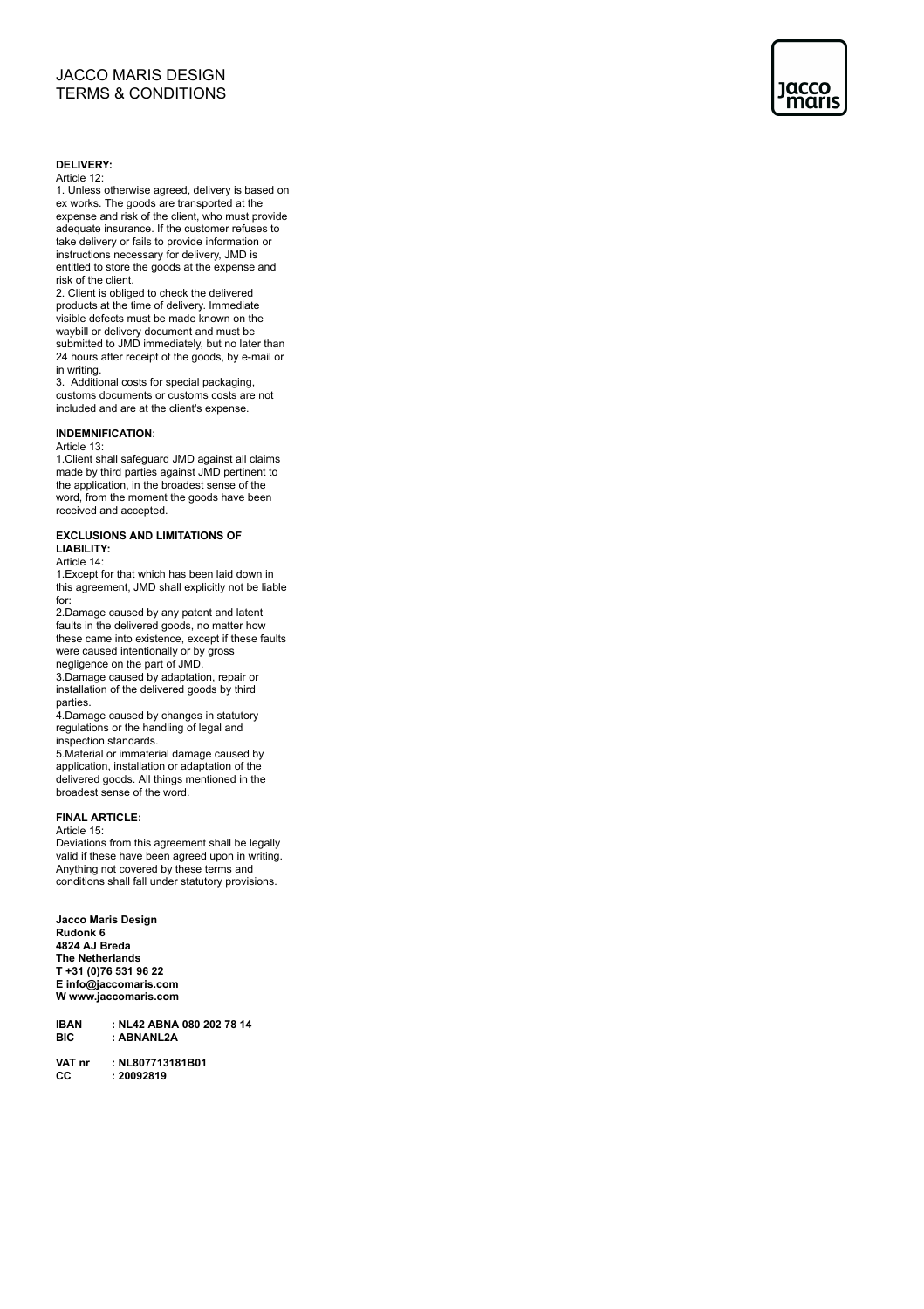# JACCO MARIS DESIGN
# TERMS & CONDITIONS

**DELIVERY:**

Article 12:

1. Unless otherwise agreed, delivery is based on ex works. The goods are transported at the expense and risk of the client, who must provide adequate insurance. If the customer refuses to take delivery or fails to provide information or instructions necessary for delivery, JMD is entitled to store the goods at the expense and risk of the client.
2. Client is obliged to check the delivered products at the time of delivery. Immediate visible defects must be made known on the waybill or delivery document and must be submitted to JMD immediately, but no later than 24 hours after receipt of the goods, by e-mail or in writing.
3. Additional costs for special packaging, customs documents or customs costs are not included and are at the client's expense.

**INDEMNIFICATION**:

Article 13:

1.Client shall safeguard JMD against all claims made by third parties against JMD pertinent to the application, in the broadest sense of the word, from the moment the goods have been received and accepted.

**EXCLUSIONS AND LIMITATIONS OF LIABILITY:**

Article 14:

1.Except for that which has been laid down in this agreement, JMD shall explicitly not be liable for:

2.Damage caused by any patent and latent faults in the delivered goods, no matter how these came into existence, except if these faults were caused intentionally or by gross negligence on the part of JMD.

3.Damage caused by adaptation, repair or installation of the delivered goods by third parties.

4.Damage caused by changes in statutory regulations or the handling of legal and inspection standards.

5.Material or immaterial damage caused by application, installation or adaptation of the delivered goods. All things mentioned in the broadest sense of the word.

**FINAL ARTICLE:**

Article 15:

Deviations from this agreement shall be legally valid if these have been agreed upon in writing. Anything not covered by these terms and conditions shall fall under statutory provisions.

**Jacco Maris Design**
**Rudonk 6**
**4824 AJ Breda**
**The Netherlands**
**T +31 (0)76 531 96 22**
**E info@jaccomaris.com**
**W www.jaccomaris.com**

**IBAN : NL42 ABNA 080 202 78 14**
**BIC : ABNANL2A**

**VAT nr : NL807713181B01**
**CC : 20092819**